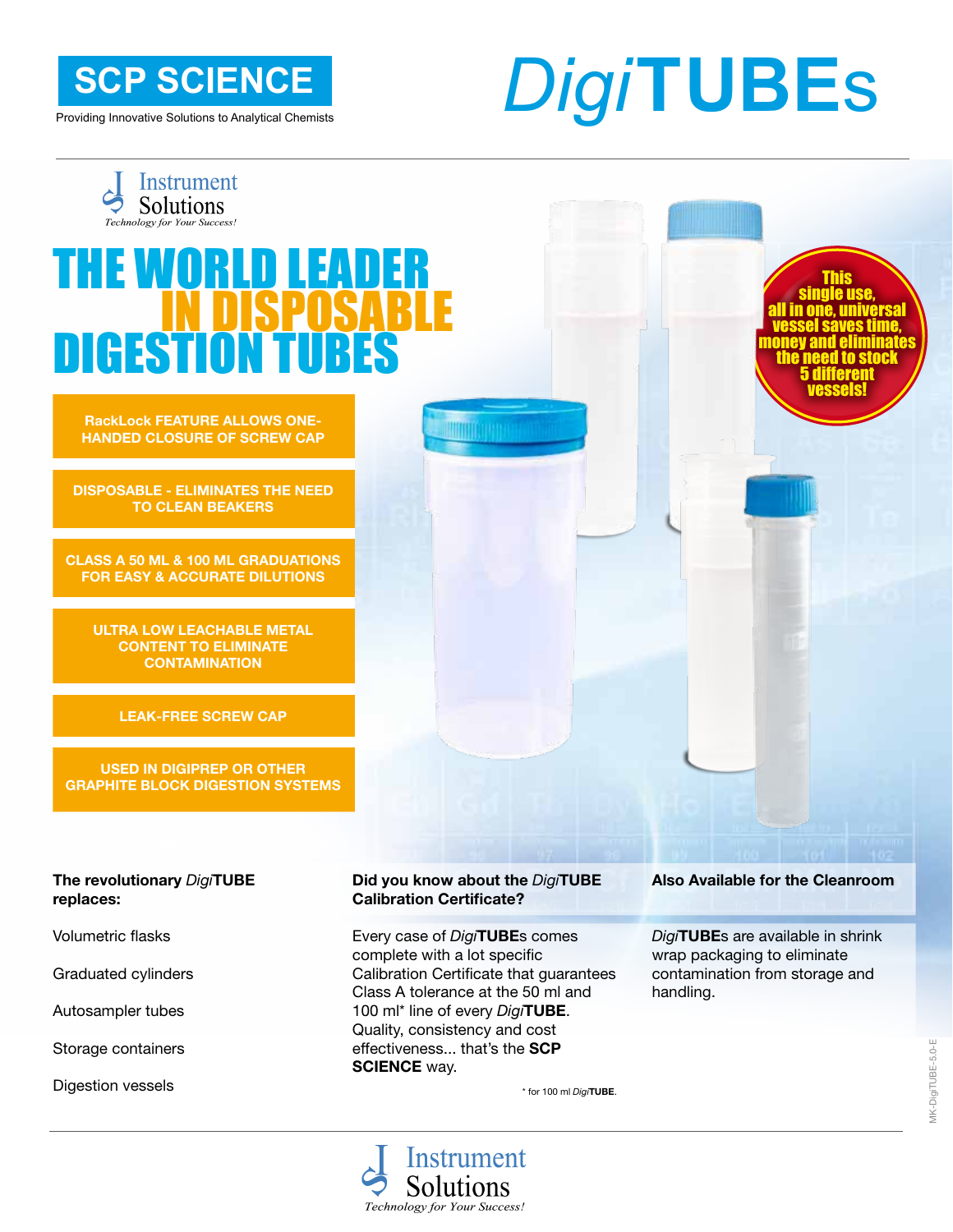# SCP SCIENCE

Providing Innovative Solutions to Analytical Chemists

# *Digi*TUBEs

Instrument Solutions
*Technology for Your Success!*

# THE WORLD LEADER IN DISPOSABLE DIGESTION TUBES

- RackLock FEATURE ALLOWS ONE-HANDED CLOSURE OF SCREW CAP
- DISPOSABLE - ELIMINATES THE NEED TO CLEAN BEAKERS
- CLASS A 50 ML & 100 ML GRADUATIONS FOR EASY & ACCURATE DILUTIONS
- ULTRA LOW LEACHABLE METAL CONTENT TO ELIMINATE CONTAMINATION
- LEAK-FREE SCREW CAP
- USED IN DIGIPREP OR OTHER GRAPHITE BLOCK DIGESTION SYSTEMS

This single use, all in one, universal vessel saves time, money and eliminates the need to stock 5 different vessels!

**The revolutionary *Digi*TUBE replaces:**

Volumetric flasks

Graduated cylinders

Autosampler tubes

Storage containers

Digestion vessels

**Did you know about the *Digi*TUBE Calibration Certificate?**

Every case of *Digi***TUBE**s comes complete with a lot specific Calibration Certificate that guarantees Class A tolerance at the 50 ml and 100 ml* line of every *Digi***TUBE**. Quality, consistency and cost effectiveness... that's the **SCP SCIENCE** way.

\* for 100 ml *Digi***TUBE**.

**Also Available for the Cleanroom**

*Digi***TUBE**s are available in shrink wrap packaging to eliminate contamination from storage and handling.

MK-DigiTUBE-5.0-E

Instrument Solutions
*Technology for Your Success!*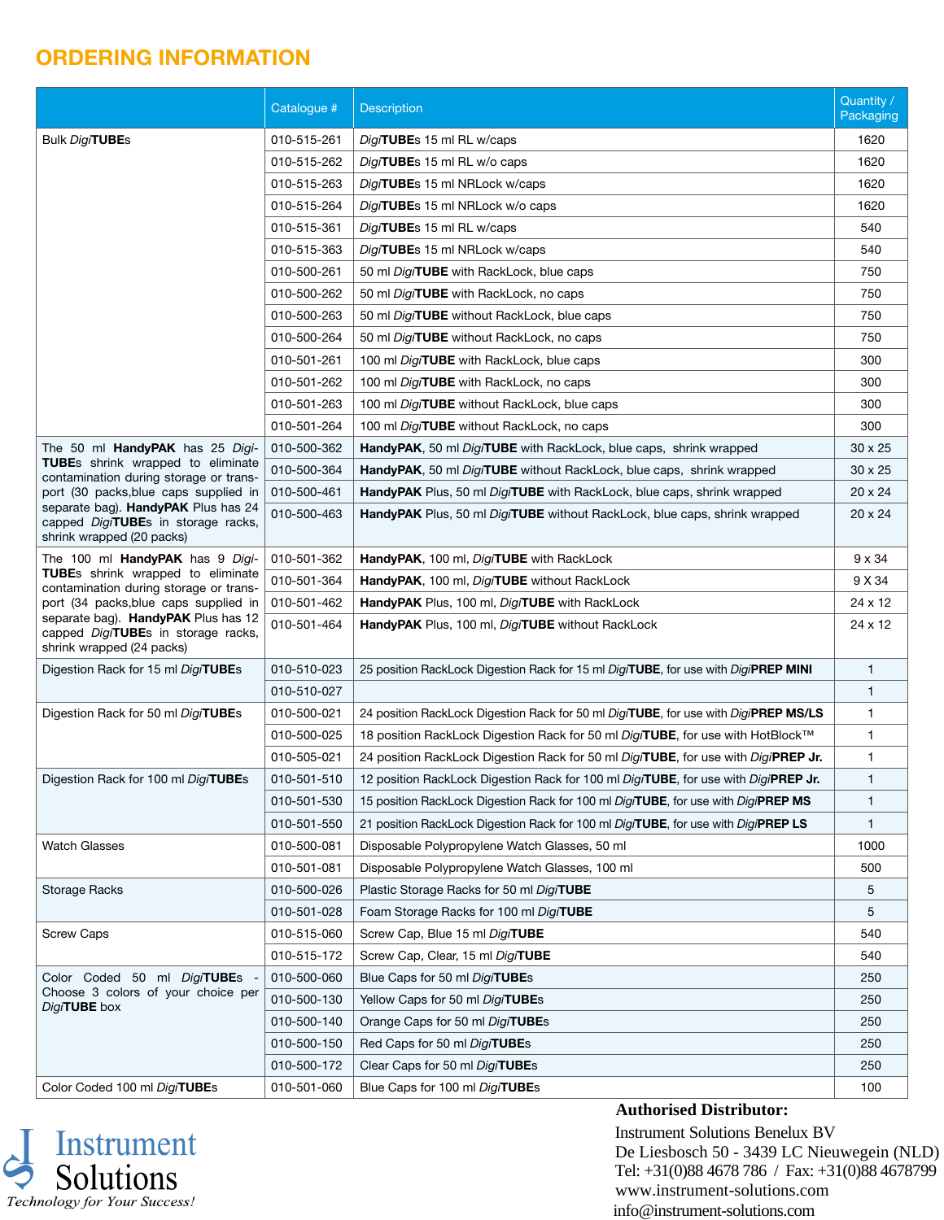## ORDERING INFORMATION

| | Catalogue # | Description | Quantity / Packaging |
|---|---|---|---|
| Bulk *Digi***TUBE**s | 010-515-261 | *Digi***TUBE**s 15 ml RL w/caps | 1620 |
| | 010-515-262 | *Digi***TUBE**s 15 ml RL w/o caps | 1620 |
| | 010-515-263 | *Digi***TUBE**s 15 ml NRLock w/caps | 1620 |
| | 010-515-264 | *Digi***TUBE**s 15 ml NRLock w/o caps | 1620 |
| | 010-515-361 | *Digi***TUBE**s 15 ml RL w/caps | 540 |
| | 010-515-363 | *Digi***TUBE**s 15 ml NRLock w/caps | 540 |
| | 010-500-261 | 50 ml *Digi***TUBE** with RackLock, blue caps | 750 |
| | 010-500-262 | 50 ml *Digi***TUBE** with RackLock, no caps | 750 |
| | 010-500-263 | 50 ml *Digi***TUBE** without RackLock, blue caps | 750 |
| | 010-500-264 | 50 ml *Digi***TUBE** without RackLock, no caps | 750 |
| | 010-501-261 | 100 ml *Digi***TUBE** with RackLock, blue caps | 300 |
| | 010-501-262 | 100 ml *Digi***TUBE** with RackLock, no caps | 300 |
| | 010-501-263 | 100 ml *Digi***TUBE** without RackLock, blue caps | 300 |
| | 010-501-264 | 100 ml *Digi***TUBE** without RackLock, no caps | 300 |
| The 50 ml **HandyPAK** has 25 *Digi*-**TUBE**s shrink wrapped to eliminate contamination during storage or transport (30 packs, blue caps supplied in separate bag). **HandyPAK** Plus has 24 capped *Digi***TUBE**s in storage racks, shrink wrapped (20 packs) | 010-500-362 | **HandyPAK**, 50 ml *Digi***TUBE** with RackLock, blue caps, shrink wrapped | 30 x 25 |
| | 010-500-364 | **HandyPAK**, 50 ml *Digi***TUBE** without RackLock, blue caps, shrink wrapped | 30 x 25 |
| | 010-500-461 | **HandyPAK** Plus, 50 ml *Digi***TUBE** with RackLock, blue caps, shrink wrapped | 20 x 24 |
| | 010-500-463 | **HandyPAK** Plus, 50 ml *Digi***TUBE** without RackLock, blue caps, shrink wrapped | 20 x 24 |
| The 100 ml **HandyPAK** has 9 *Digi*-**TUBE**s shrink wrapped to eliminate contamination during storage or transport (34 packs, blue caps supplied in separate bag). **HandyPAK** Plus has 12 capped *Digi***TUBE**s in storage racks, shrink wrapped (24 packs) | 010-501-362 | **HandyPAK**, 100 ml, *Digi***TUBE** with RackLock | 9 x 34 |
| | 010-501-364 | **HandyPAK**, 100 ml, *Digi***TUBE** without RackLock | 9 X 34 |
| | 010-501-462 | **HandyPAK** Plus, 100 ml, *Digi***TUBE** with RackLock | 24 x 12 |
| | 010-501-464 | **HandyPAK** Plus, 100 ml, *Digi***TUBE** without RackLock | 24 x 12 |
| Digestion Rack for 15 ml *Digi***TUBE**s | 010-510-023 | 25 position RackLock Digestion Rack for 15 ml *Digi***TUBE**, for use with *Digi***PREP MINI** | 1 |
| | 010-510-027 | | 1 |
| Digestion Rack for 50 ml *Digi***TUBE**s | 010-500-021 | 24 position RackLock Digestion Rack for 50 ml *Digi***TUBE**, for use with *Digi***PREP MS/LS** | 1 |
| | 010-500-025 | 18 position RackLock Digestion Rack for 50 ml *Digi***TUBE**, for use with HotBlock™ | 1 |
| | 010-505-021 | 24 position RackLock Digestion Rack for 50 ml *Digi***TUBE**, for use with *Digi***PREP Jr.** | 1 |
| Digestion Rack for 100 ml *Digi***TUBE**s | 010-501-510 | 12 position RackLock Digestion Rack for 100 ml *Digi***TUBE**, for use with *Digi***PREP Jr.** | 1 |
| | 010-501-530 | 15 position RackLock Digestion Rack for 100 ml *Digi***TUBE**, for use with *Digi***PREP MS** | 1 |
| | 010-501-550 | 21 position RackLock Digestion Rack for 100 ml *Digi***TUBE**, for use with *Digi***PREP LS** | 1 |
| Watch Glasses | 010-500-081 | Disposable Polypropylene Watch Glasses, 50 ml | 1000 |
| | 010-501-081 | Disposable Polypropylene Watch Glasses, 100 ml | 500 |
| Storage Racks | 010-500-026 | Plastic Storage Racks for 50 ml *Digi***TUBE** | 5 |
| | 010-501-028 | Foam Storage Racks for 100 ml *Digi***TUBE** | 5 |
| Screw Caps | 010-515-060 | Screw Cap, Blue 15 ml *Digi***TUBE** | 540 |
| | 010-515-172 | Screw Cap, Clear, 15 ml *Digi***TUBE** | 540 |
| Color Coded 50 ml *Digi***TUBE**s - Choose 3 colors of your choice per *Digi***TUBE** box | 010-500-060 | Blue Caps for 50 ml *Digi***TUBE**s | 250 |
| | 010-500-130 | Yellow Caps for 50 ml *Digi***TUBE**s | 250 |
| | 010-500-140 | Orange Caps for 50 ml *Digi***TUBE**s | 250 |
| | 010-500-150 | Red Caps for 50 ml *Digi***TUBE**s | 250 |
| | 010-500-172 | Clear Caps for 50 ml *Digi***TUBE**s | 250 |
| Color Coded 100 ml *Digi***TUBE**s | 010-501-060 | Blue Caps for 100 ml *Digi***TUBE**s | 100 |

Instrument Solutions
*Technology for Your Success!*

**Authorised Distributor:**
Instrument Solutions Benelux BV
De Liesbosch 50 - 3439 LC Nieuwegein (NLD)
Tel: +31(0)88 4678 786 / Fax: +31(0)88 4678799
www.instrument-solutions.com
info@instrument-solutions.com